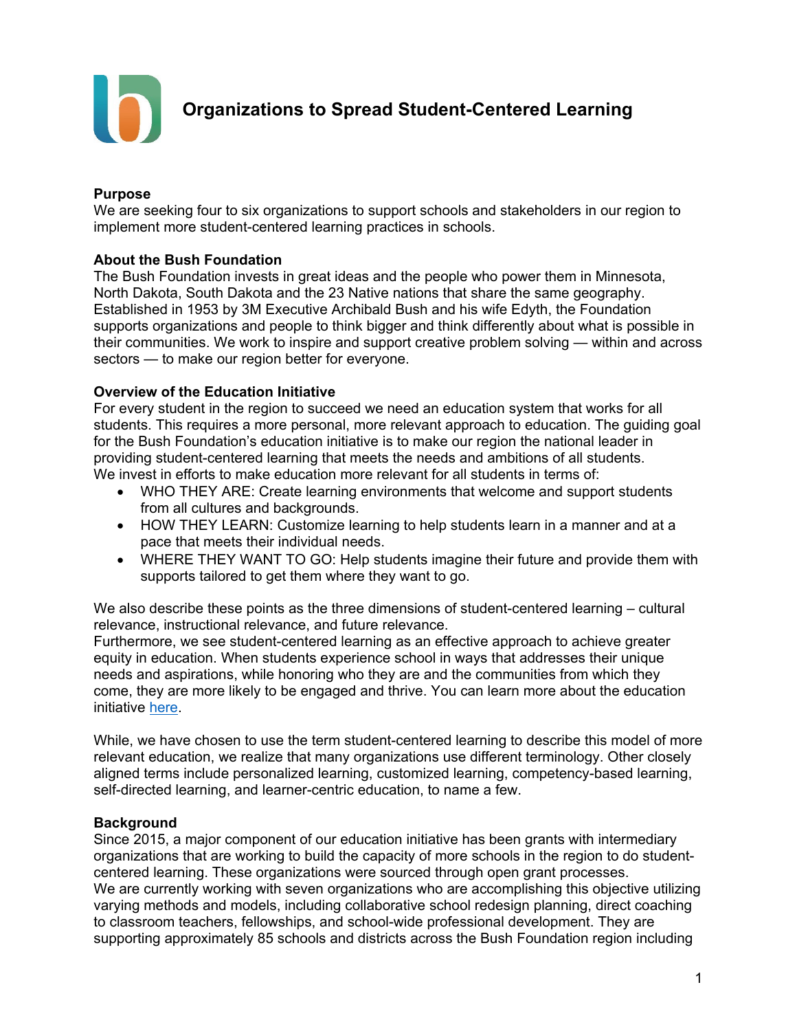# Organizations to Spread Student-Centered Learning

**Purpose**
We are seeking four to six organizations to support schools and stakeholders in our region to implement more student-centered learning practices in schools.

**About the Bush Foundation**
The Bush Foundation invests in great ideas and the people who power them in Minnesota, North Dakota, South Dakota and the 23 Native nations that share the same geography. Established in 1953 by 3M Executive Archibald Bush and his wife Edyth, the Foundation supports organizations and people to think bigger and think differently about what is possible in their communities. We work to inspire and support creative problem solving — within and across sectors — to make our region better for everyone.

**Overview of the Education Initiative**
For every student in the region to succeed we need an education system that works for all students. This requires a more personal, more relevant approach to education. The guiding goal for the Bush Foundation's education initiative is to make our region the national leader in providing student-centered learning that meets the needs and ambitions of all students.
We invest in efforts to make education more relevant for all students in terms of:

- WHO THEY ARE: Create learning environments that welcome and support students from all cultures and backgrounds.
- HOW THEY LEARN: Customize learning to help students learn in a manner and at a pace that meets their individual needs.
- WHERE THEY WANT TO GO: Help students imagine their future and provide them with supports tailored to get them where they want to go.

We also describe these points as the three dimensions of student-centered learning – cultural relevance, instructional relevance, and future relevance.
Furthermore, we see student-centered learning as an effective approach to achieve greater equity in education. When students experience school in ways that addresses their unique needs and aspirations, while honoring who they are and the communities from which they come, they are more likely to be engaged and thrive. You can learn more about the education initiative here.

While, we have chosen to use the term student-centered learning to describe this model of more relevant education, we realize that many organizations use different terminology. Other closely aligned terms include personalized learning, customized learning, competency-based learning, self-directed learning, and learner-centric education, to name a few.

**Background**
Since 2015, a major component of our education initiative has been grants with intermediary organizations that are working to build the capacity of more schools in the region to do student-centered learning. These organizations were sourced through open grant processes.
We are currently working with seven organizations who are accomplishing this objective utilizing varying methods and models, including collaborative school redesign planning, direct coaching to classroom teachers, fellowships, and school-wide professional development. They are supporting approximately 85 schools and districts across the Bush Foundation region including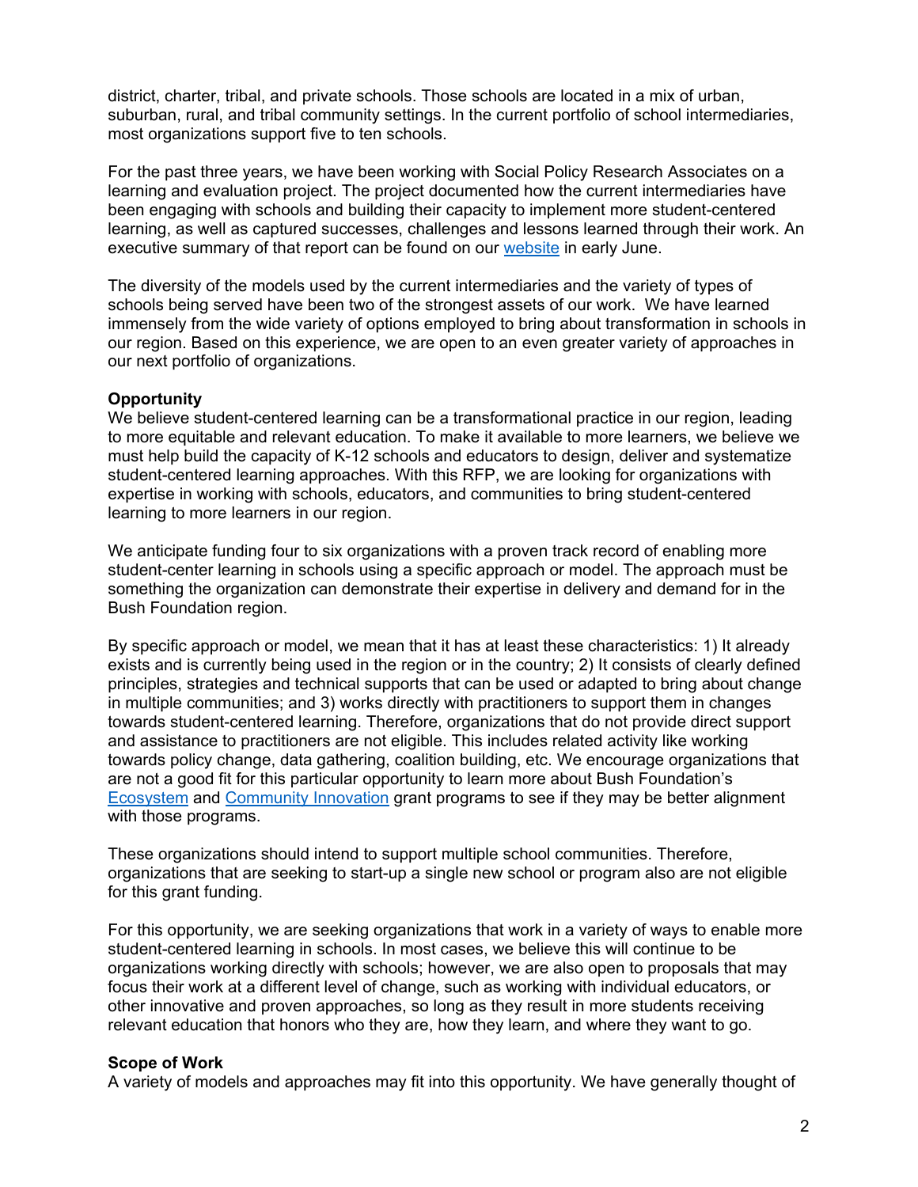district, charter, tribal, and private schools. Those schools are located in a mix of urban, suburban, rural, and tribal community settings. In the current portfolio of school intermediaries, most organizations support five to ten schools.

For the past three years, we have been working with Social Policy Research Associates on a learning and evaluation project. The project documented how the current intermediaries have been engaging with schools and building their capacity to implement more student-centered learning, as well as captured successes, challenges and lessons learned through their work. An executive summary of that report can be found on our website in early June.

The diversity of the models used by the current intermediaries and the variety of types of schools being served have been two of the strongest assets of our work. We have learned immensely from the wide variety of options employed to bring about transformation in schools in our region. Based on this experience, we are open to an even greater variety of approaches in our next portfolio of organizations.

**Opportunity**

We believe student-centered learning can be a transformational practice in our region, leading to more equitable and relevant education. To make it available to more learners, we believe we must help build the capacity of K-12 schools and educators to design, deliver and systematize student-centered learning approaches. With this RFP, we are looking for organizations with expertise in working with schools, educators, and communities to bring student-centered learning to more learners in our region.

We anticipate funding four to six organizations with a proven track record of enabling more student-center learning in schools using a specific approach or model. The approach must be something the organization can demonstrate their expertise in delivery and demand for in the Bush Foundation region.

By specific approach or model, we mean that it has at least these characteristics: 1) It already exists and is currently being used in the region or in the country; 2) It consists of clearly defined principles, strategies and technical supports that can be used or adapted to bring about change in multiple communities; and 3) works directly with practitioners to support them in changes towards student-centered learning. Therefore, organizations that do not provide direct support and assistance to practitioners are not eligible. This includes related activity like working towards policy change, data gathering, coalition building, etc. We encourage organizations that are not a good fit for this particular opportunity to learn more about Bush Foundation's Ecosystem and Community Innovation grant programs to see if they may be better alignment with those programs.

These organizations should intend to support multiple school communities. Therefore, organizations that are seeking to start-up a single new school or program also are not eligible for this grant funding.

For this opportunity, we are seeking organizations that work in a variety of ways to enable more student-centered learning in schools. In most cases, we believe this will continue to be organizations working directly with schools; however, we are also open to proposals that may focus their work at a different level of change, such as working with individual educators, or other innovative and proven approaches, so long as they result in more students receiving relevant education that honors who they are, how they learn, and where they want to go.

**Scope of Work**

A variety of models and approaches may fit into this opportunity. We have generally thought of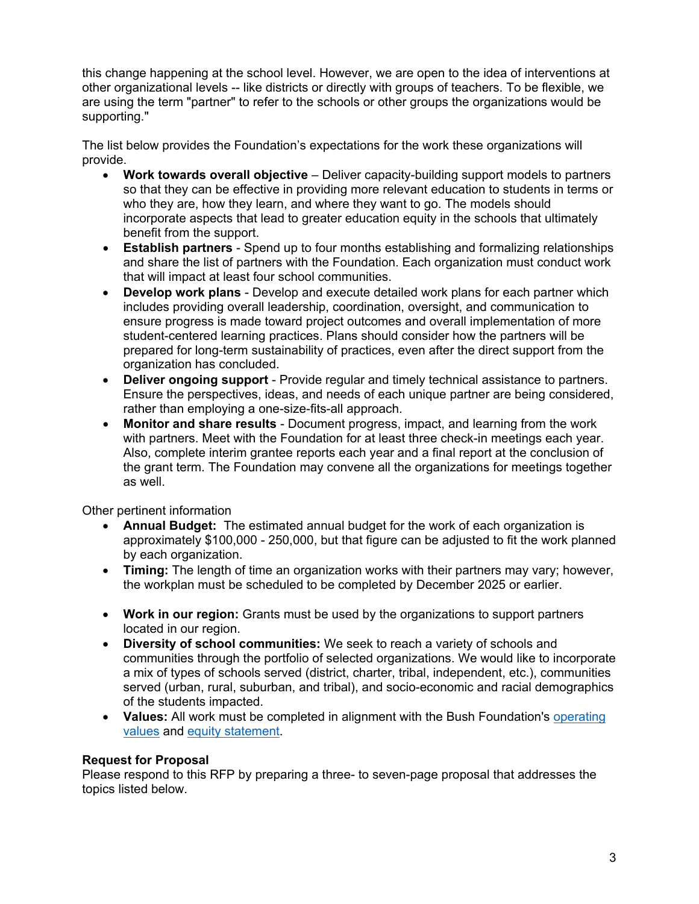this change happening at the school level. However, we are open to the idea of interventions at other organizational levels -- like districts or directly with groups of teachers. To be flexible, we are using the term "partner" to refer to the schools or other groups the organizations would be supporting."

The list below provides the Foundation's expectations for the work these organizations will provide.

- **Work towards overall objective** – Deliver capacity-building support models to partners so that they can be effective in providing more relevant education to students in terms or who they are, how they learn, and where they want to go. The models should incorporate aspects that lead to greater education equity in the schools that ultimately benefit from the support.
- **Establish partners** - Spend up to four months establishing and formalizing relationships and share the list of partners with the Foundation. Each organization must conduct work that will impact at least four school communities.
- **Develop work plans** - Develop and execute detailed work plans for each partner which includes providing overall leadership, coordination, oversight, and communication to ensure progress is made toward project outcomes and overall implementation of more student-centered learning practices. Plans should consider how the partners will be prepared for long-term sustainability of practices, even after the direct support from the organization has concluded.
- **Deliver ongoing support** - Provide regular and timely technical assistance to partners. Ensure the perspectives, ideas, and needs of each unique partner are being considered, rather than employing a one-size-fits-all approach.
- **Monitor and share results** - Document progress, impact, and learning from the work with partners. Meet with the Foundation for at least three check-in meetings each year. Also, complete interim grantee reports each year and a final report at the conclusion of the grant term. The Foundation may convene all the organizations for meetings together as well.

Other pertinent information

- **Annual Budget:** The estimated annual budget for the work of each organization is approximately $100,000 - 250,000, but that figure can be adjusted to fit the work planned by each organization.
- **Timing:** The length of time an organization works with their partners may vary; however, the workplan must be scheduled to be completed by December 2025 or earlier.
- **Work in our region:** Grants must be used by the organizations to support partners located in our region.
- **Diversity of school communities:** We seek to reach a variety of schools and communities through the portfolio of selected organizations. We would like to incorporate a mix of types of schools served (district, charter, tribal, independent, etc.), communities served (urban, rural, suburban, and tribal), and socio-economic and racial demographics of the students impacted.
- **Values:** All work must be completed in alignment with the Bush Foundation's operating values and equity statement.

**Request for Proposal**

Please respond to this RFP by preparing a three- to seven-page proposal that addresses the topics listed below.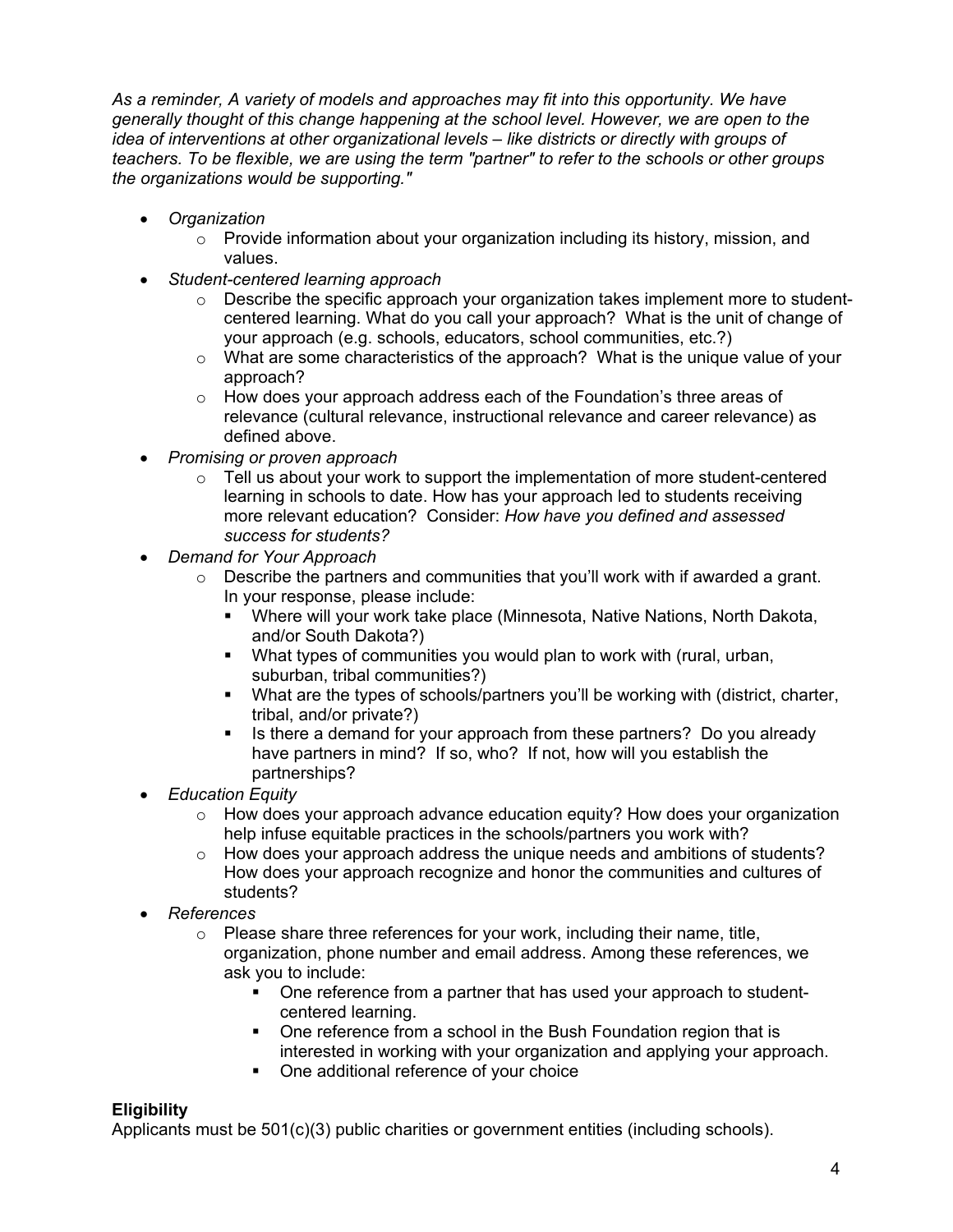*As a reminder, A variety of models and approaches may fit into this opportunity. We have generally thought of this change happening at the school level. However, we are open to the idea of interventions at other organizational levels – like districts or directly with groups of teachers. To be flexible, we are using the term "partner" to refer to the schools or other groups the organizations would be supporting."*

- *Organization*
  - Provide information about your organization including its history, mission, and values.
- *Student-centered learning approach*
  - Describe the specific approach your organization takes implement more to student-centered learning. What do you call your approach? What is the unit of change of your approach (e.g. schools, educators, school communities, etc.?)
  - What are some characteristics of the approach? What is the unique value of your approach?
  - How does your approach address each of the Foundation's three areas of relevance (cultural relevance, instructional relevance and career relevance) as defined above.
- *Promising or proven approach*
  - Tell us about your work to support the implementation of more student-centered learning in schools to date. How has your approach led to students receiving more relevant education? Consider: *How have you defined and assessed success for students?*
- *Demand for Your Approach*
  - Describe the partners and communities that you'll work with if awarded a grant. In your response, please include:
    - Where will your work take place (Minnesota, Native Nations, North Dakota, and/or South Dakota?)
    - What types of communities you would plan to work with (rural, urban, suburban, tribal communities?)
    - What are the types of schools/partners you'll be working with (district, charter, tribal, and/or private?)
    - Is there a demand for your approach from these partners? Do you already have partners in mind? If so, who? If not, how will you establish the partnerships?
- *Education Equity*
  - How does your approach advance education equity? How does your organization help infuse equitable practices in the schools/partners you work with?
  - How does your approach address the unique needs and ambitions of students? How does your approach recognize and honor the communities and cultures of students?
- *References*
  - Please share three references for your work, including their name, title, organization, phone number and email address. Among these references, we ask you to include:
    - One reference from a partner that has used your approach to student-centered learning.
    - One reference from a school in the Bush Foundation region that is interested in working with your organization and applying your approach.
    - One additional reference of your choice

**Eligibility**

Applicants must be 501(c)(3) public charities or government entities (including schools).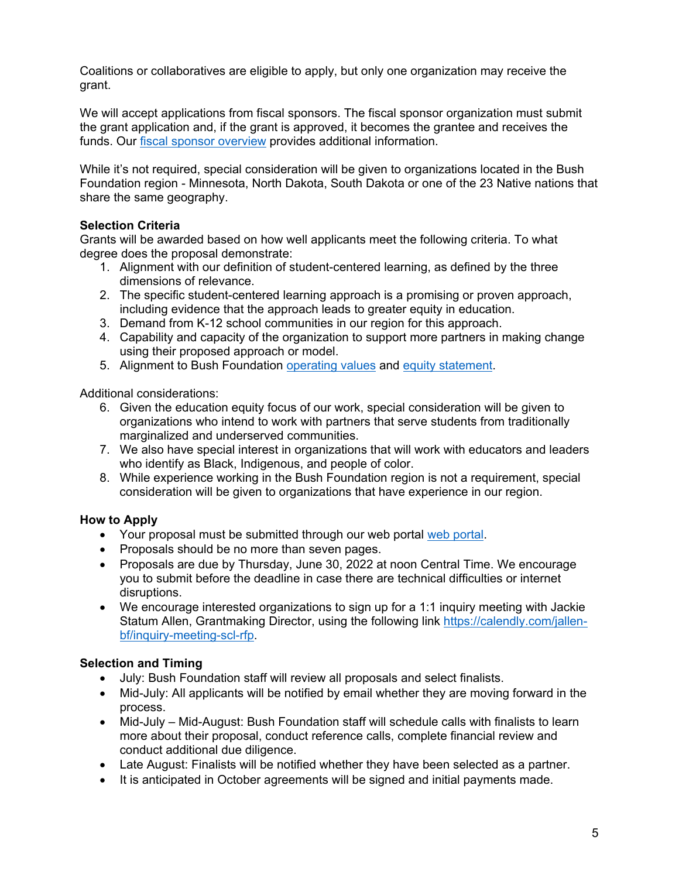Coalitions or collaboratives are eligible to apply, but only one organization may receive the grant.

We will accept applications from fiscal sponsors. The fiscal sponsor organization must submit the grant application and, if the grant is approved, it becomes the grantee and receives the funds. Our fiscal sponsor overview provides additional information.

While it's not required, special consideration will be given to organizations located in the Bush Foundation region - Minnesota, North Dakota, South Dakota or one of the 23 Native nations that share the same geography.

**Selection Criteria**
Grants will be awarded based on how well applicants meet the following criteria. To what degree does the proposal demonstrate:

1. Alignment with our definition of student-centered learning, as defined by the three dimensions of relevance.
2. The specific student-centered learning approach is a promising or proven approach, including evidence that the approach leads to greater equity in education.
3. Demand from K-12 school communities in our region for this approach.
4. Capability and capacity of the organization to support more partners in making change using their proposed approach or model.
5. Alignment to Bush Foundation operating values and equity statement.

Additional considerations:

6. Given the education equity focus of our work, special consideration will be given to organizations who intend to work with partners that serve students from traditionally marginalized and underserved communities.
7. We also have special interest in organizations that will work with educators and leaders who identify as Black, Indigenous, and people of color.
8. While experience working in the Bush Foundation region is not a requirement, special consideration will be given to organizations that have experience in our region.

**How to Apply**

- Your proposal must be submitted through our web portal web portal.
- Proposals should be no more than seven pages.
- Proposals are due by Thursday, June 30, 2022 at noon Central Time. We encourage you to submit before the deadline in case there are technical difficulties or internet disruptions.
- We encourage interested organizations to sign up for a 1:1 inquiry meeting with Jackie Statum Allen, Grantmaking Director, using the following link https://calendly.com/jallen-bf/inquiry-meeting-scl-rfp.

**Selection and Timing**

- July: Bush Foundation staff will review all proposals and select finalists.
- Mid-July: All applicants will be notified by email whether they are moving forward in the process.
- Mid-July – Mid-August: Bush Foundation staff will schedule calls with finalists to learn more about their proposal, conduct reference calls, complete financial review and conduct additional due diligence.
- Late August: Finalists will be notified whether they have been selected as a partner.
- It is anticipated in October agreements will be signed and initial payments made.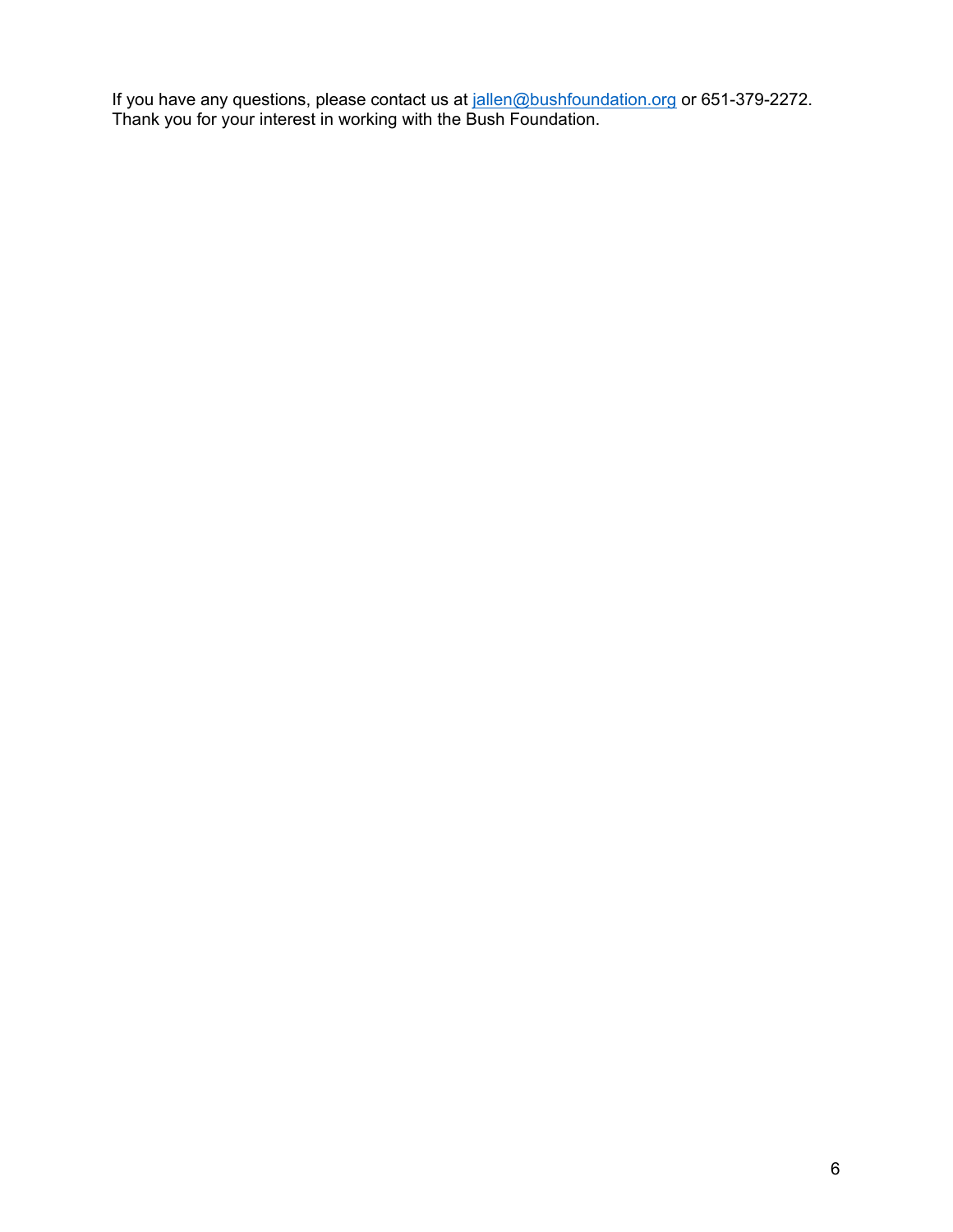If you have any questions, please contact us at jallen@bushfoundation.org or 651-379-2272. Thank you for your interest in working with the Bush Foundation.